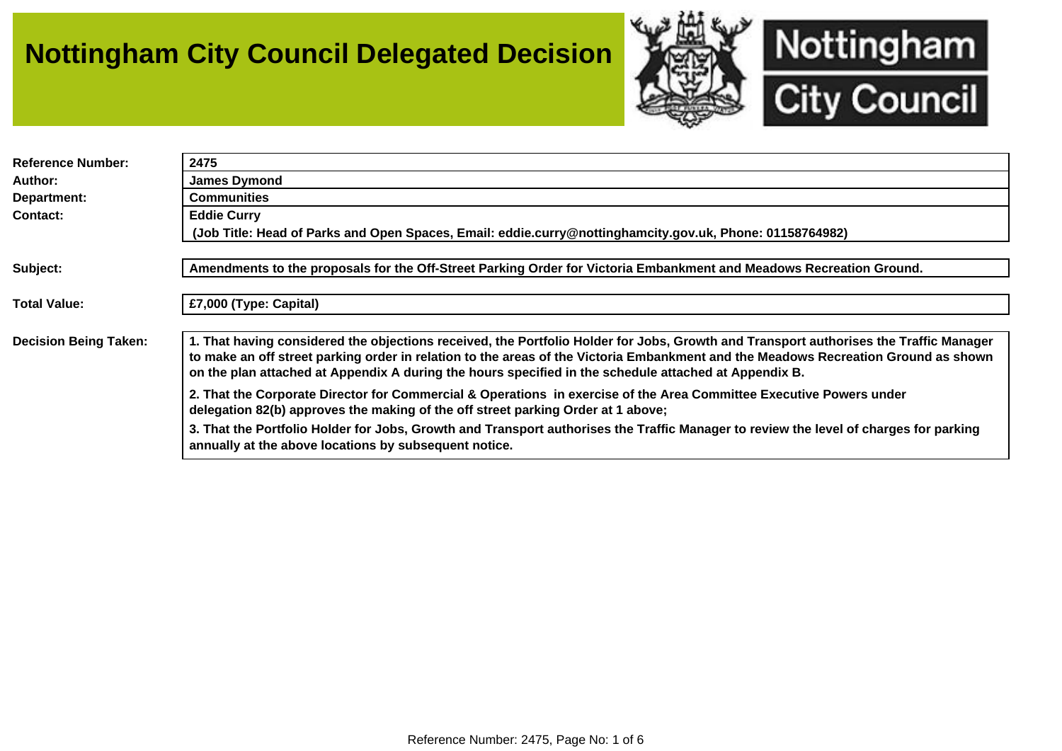# Nottingham City Council Delegated Decision

| | |
|---|---|
| **Reference Number:** | **2475** |
| **Author:** | **James Dymond** |
| **Department:** | **Communities** |
| **Contact:** | **Eddie Curry**<br>**(Job Title: Head of Parks and Open Spaces, Email: eddie.curry@nottinghamcity.gov.uk, Phone: 01158764982)** |

**Subject:** **Amendments to the proposals for the Off-Street Parking Order for Victoria Embankment and Meadows Recreation Ground.**

**Total Value:** **£7,000 (Type: Capital)**

**Decision Being Taken:**

**1. That having considered the objections received, the Portfolio Holder for Jobs, Growth and Transport authorises the Traffic Manager to make an off street parking order in relation to the areas of the Victoria Embankment and the Meadows Recreation Ground as shown on the plan attached at Appendix A during the hours specified in the schedule attached at Appendix B.**

**2. That the Corporate Director for Commercial & Operations in exercise of the Area Committee Executive Powers under delegation 82(b) approves the making of the off street parking Order at 1 above;**

**3. That the Portfolio Holder for Jobs, Growth and Transport authorises the Traffic Manager to review the level of charges for parking annually at the above locations by subsequent notice.**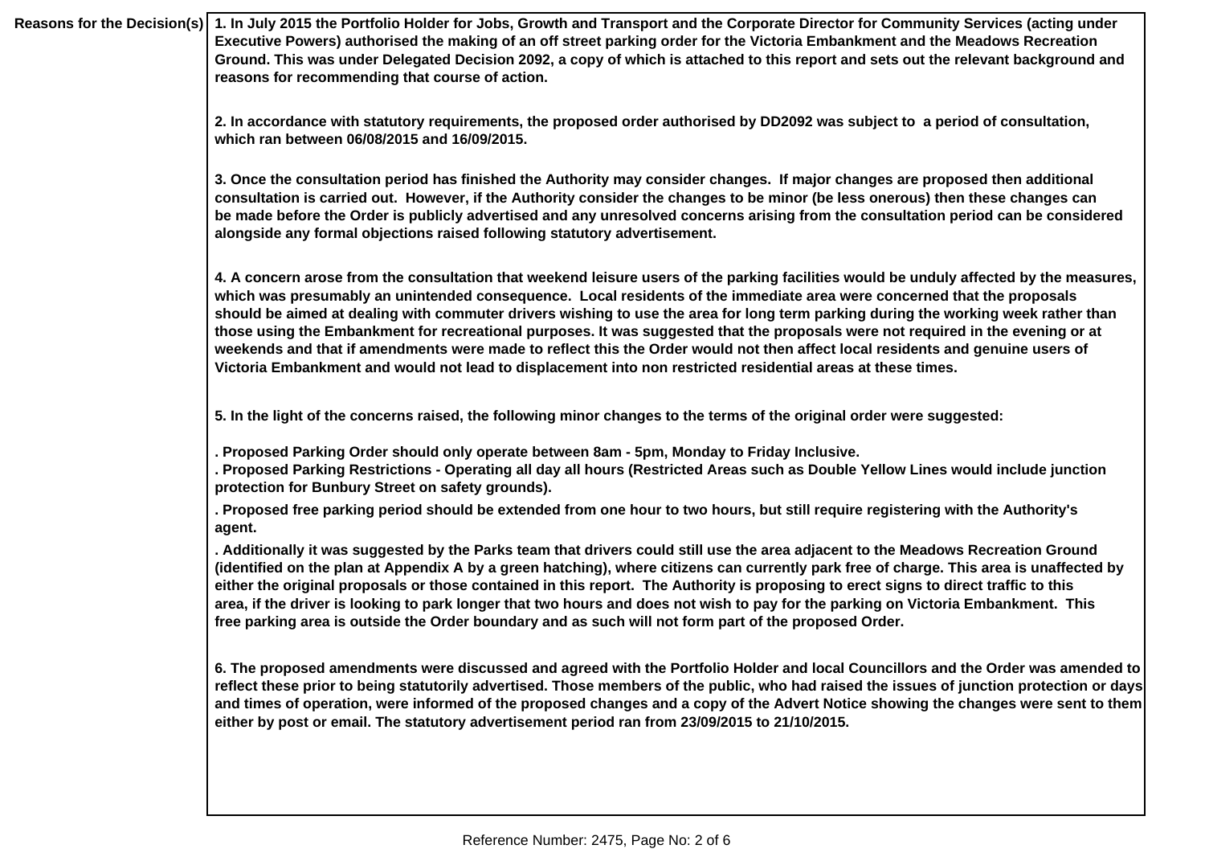**Reasons for the Decision(s)**

**1. In July 2015 the Portfolio Holder for Jobs, Growth and Transport and the Corporate Director for Community Services (acting under Executive Powers) authorised the making of an off street parking order for the Victoria Embankment and the Meadows Recreation Ground. This was under Delegated Decision 2092, a copy of which is attached to this report and sets out the relevant background and reasons for recommending that course of action.**

**2. In accordance with statutory requirements, the proposed order authorised by DD2092 was subject to a period of consultation, which ran between 06/08/2015 and 16/09/2015.**

**3. Once the consultation period has finished the Authority may consider changes. If major changes are proposed then additional consultation is carried out. However, if the Authority consider the changes to be minor (be less onerous) then these changes can be made before the Order is publicly advertised and any unresolved concerns arising from the consultation period can be considered alongside any formal objections raised following statutory advertisement.**

**4. A concern arose from the consultation that weekend leisure users of the parking facilities would be unduly affected by the measures, which was presumably an unintended consequence. Local residents of the immediate area were concerned that the proposals should be aimed at dealing with commuter drivers wishing to use the area for long term parking during the working week rather than those using the Embankment for recreational purposes. It was suggested that the proposals were not required in the evening or at weekends and that if amendments were made to reflect this the Order would not then affect local residents and genuine users of Victoria Embankment and would not lead to displacement into non restricted residential areas at these times.**

**5. In the light of the concerns raised, the following minor changes to the terms of the original order were suggested:**

**. Proposed Parking Order should only operate between 8am - 5pm, Monday to Friday Inclusive.**
**. Proposed Parking Restrictions - Operating all day all hours (Restricted Areas such as Double Yellow Lines would include junction protection for Bunbury Street on safety grounds).**
**. Proposed free parking period should be extended from one hour to two hours, but still require registering with the Authority's agent.**
**. Additionally it was suggested by the Parks team that drivers could still use the area adjacent to the Meadows Recreation Ground (identified on the plan at Appendix A by a green hatching), where citizens can currently park free of charge. This area is unaffected by either the original proposals or those contained in this report. The Authority is proposing to erect signs to direct traffic to this area, if the driver is looking to park longer that two hours and does not wish to pay for the parking on Victoria Embankment. This free parking area is outside the Order boundary and as such will not form part of the proposed Order.**

**6. The proposed amendments were discussed and agreed with the Portfolio Holder and local Councillors and the Order was amended to reflect these prior to being statutorily advertised. Those members of the public, who had raised the issues of junction protection or days and times of operation, were informed of the proposed changes and a copy of the Advert Notice showing the changes were sent to them either by post or email. The statutory advertisement period ran from 23/09/2015 to 21/10/2015.**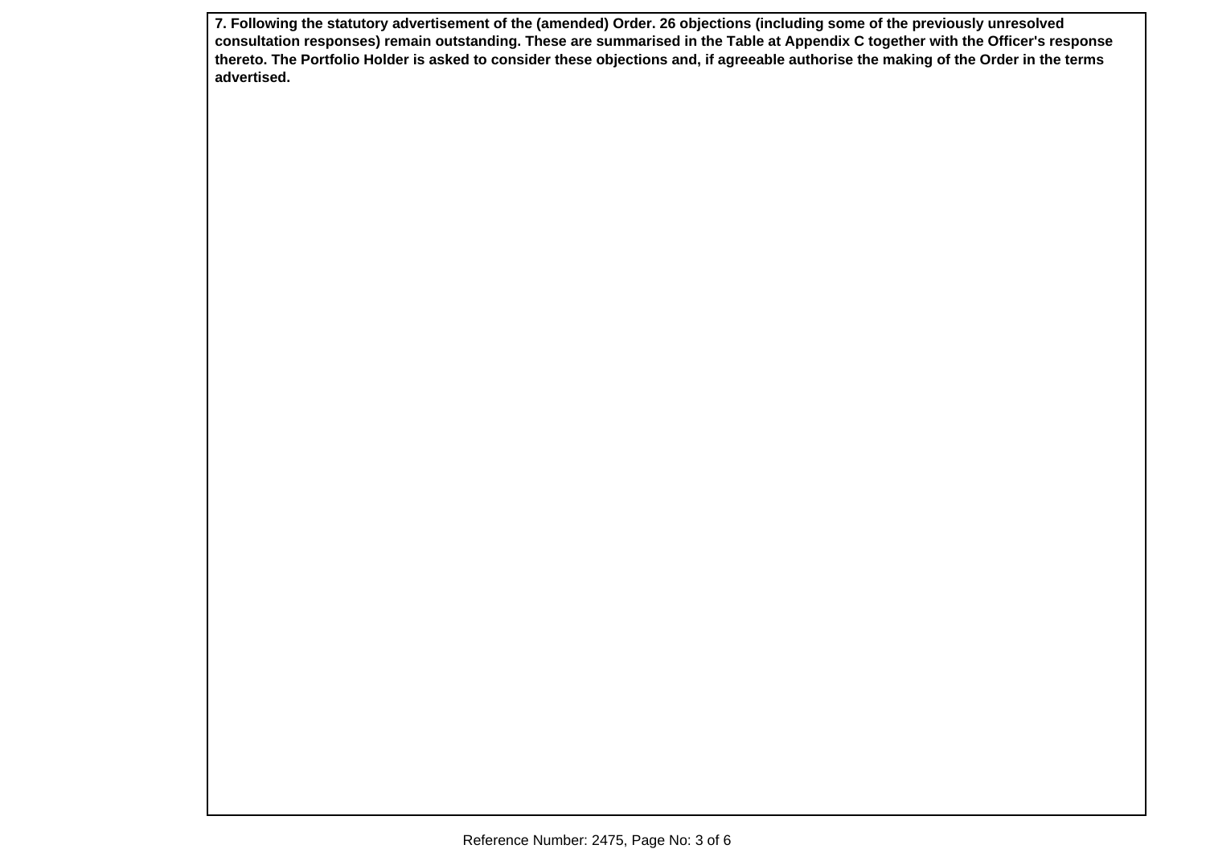**7. Following the statutory advertisement of the (amended) Order. 26 objections (including some of the previously unresolved consultation responses) remain outstanding. These are summarised in the Table at Appendix C together with the Officer's response thereto. The Portfolio Holder is asked to consider these objections and, if agreeable authorise the making of the Order in the terms advertised.**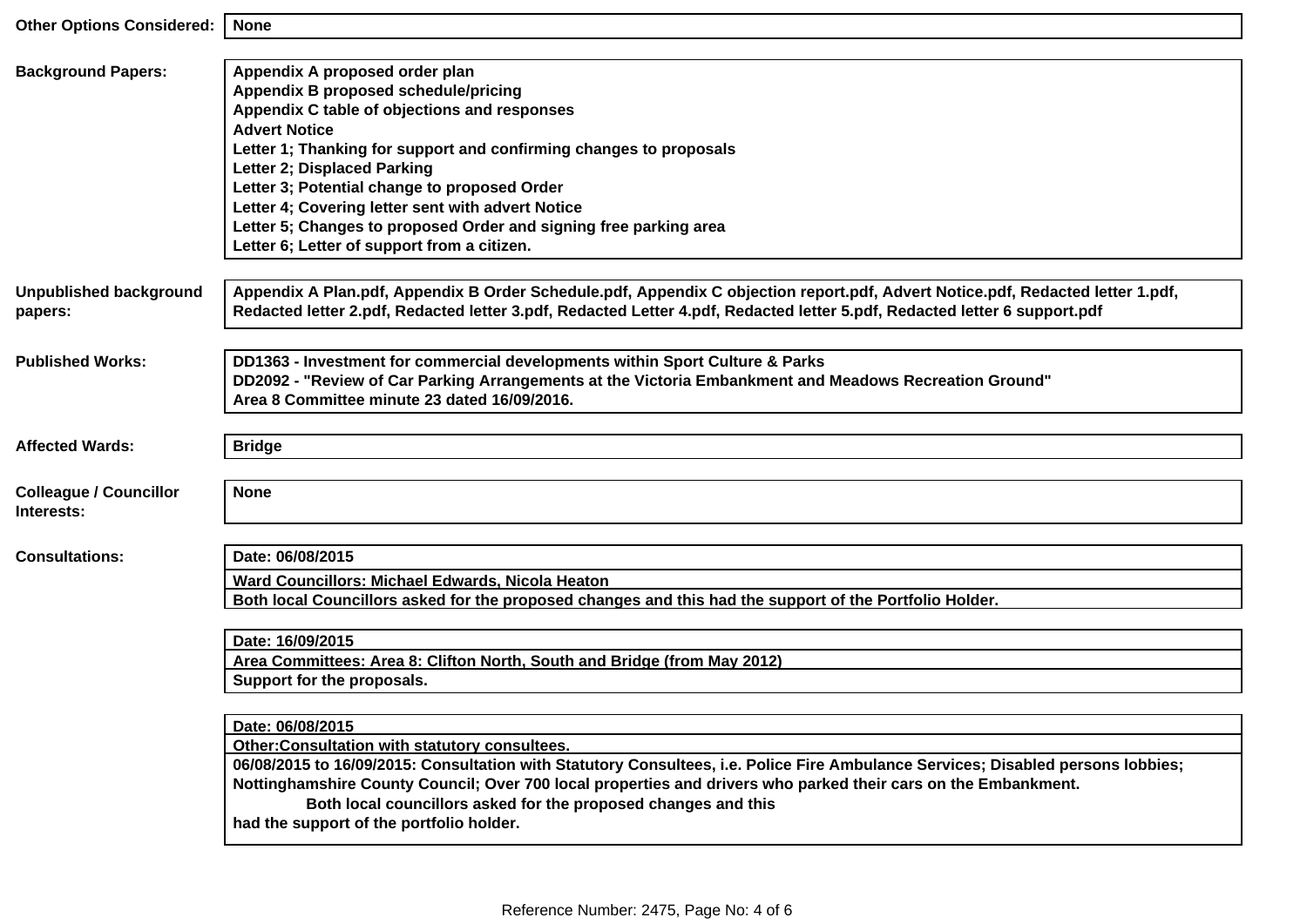| | |
|---|---|
| **Other Options Considered:** | **None** |
| **Background Papers:** | **Appendix A proposed order plan**<br>**Appendix B proposed schedule/pricing**<br>**Appendix C table of objections and responses**<br>**Advert Notice**<br>**Letter 1; Thanking for support and confirming changes to proposals**<br>**Letter 2; Displaced Parking**<br>**Letter 3; Potential change to proposed Order**<br>**Letter 4; Covering letter sent with advert Notice**<br>**Letter 5; Changes to proposed Order and signing free parking area**<br>**Letter 6; Letter of support from a citizen.** |
| **Unpublished background papers:** | **Appendix A Plan.pdf, Appendix B Order Schedule.pdf, Appendix C objection report.pdf, Advert Notice.pdf, Redacted letter 1.pdf, Redacted letter 2.pdf, Redacted letter 3.pdf, Redacted Letter 4.pdf, Redacted letter 5.pdf, Redacted letter 6 support.pdf** |
| **Published Works:** | **DD1363 - Investment for commercial developments within Sport Culture & Parks**<br>**DD2092 - "Review of Car Parking Arrangements at the Victoria Embankment and Meadows Recreation Ground"**<br>**Area 8 Committee minute 23 dated 16/09/2016.** |
| **Affected Wards:** | **Bridge** |
| **Colleague / Councillor Interests:** | **None** |

**Consultations:**

| |
|---|
| **Date: 06/08/2015** |
| **Ward Councillors: Michael Edwards, Nicola Heaton** |
| **Both local Councillors asked for the proposed changes and this had the support of the Portfolio Holder.** |

| |
|---|
| **Date: 16/09/2015** |
| **Area Committees: Area 8: Clifton North, South and Bridge (from May 2012)** |
| **Support for the proposals.** |

| |
|---|
| **Date: 06/08/2015** |
| **Other:Consultation with statutory consultees.** |
| **06/08/2015 to 16/09/2015: Consultation with Statutory Consultees, i.e. Police Fire Ambulance Services; Disabled persons lobbies; Nottinghamshire County Council; Over 700 local properties and drivers who parked their cars on the Embankment.**<br>**Both local councillors asked for the proposed changes and this had the support of the portfolio holder.** |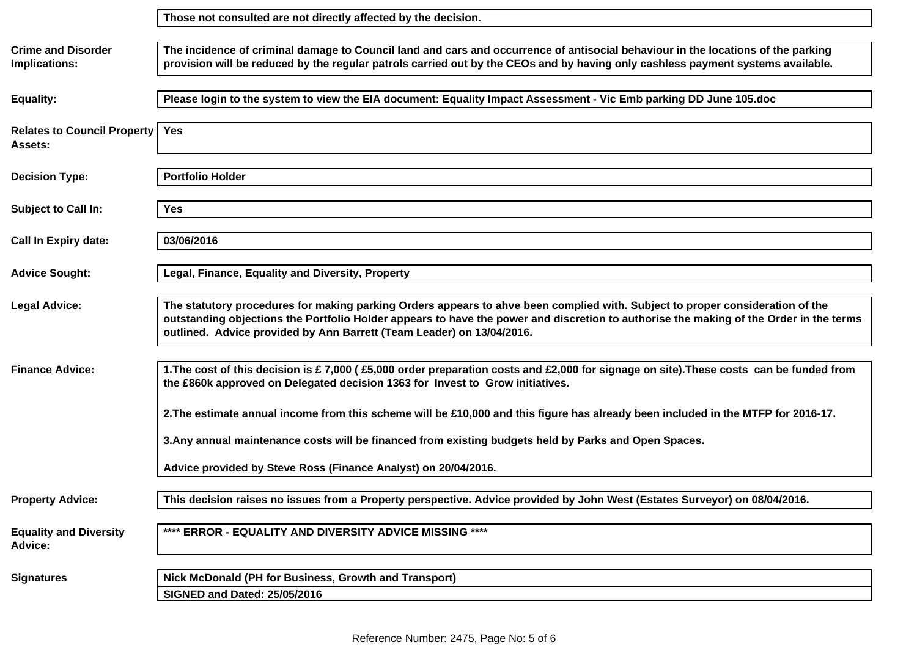| | |
|---|---|
| | **Those not consulted are not directly affected by the decision.** |
| **Crime and Disorder Implications:** | **The incidence of criminal damage to Council land and cars and occurrence of antisocial behaviour in the locations of the parking provision will be reduced by the regular patrols carried out by the CEOs and by having only cashless payment systems available.** |
| **Equality:** | **Please login to the system to view the EIA document: Equality Impact Assessment - Vic Emb parking DD June 105.doc** |
| **Relates to Council Property Assets:** | **Yes** |
| **Decision Type:** | **Portfolio Holder** |
| **Subject to Call In:** | **Yes** |
| **Call In Expiry date:** | **03/06/2016** |
| **Advice Sought:** | **Legal, Finance, Equality and Diversity, Property** |
| **Legal Advice:** | **The statutory procedures for making parking Orders appears to ahve been complied with. Subject to proper consideration of the outstanding objections the Portfolio Holder appears to have the power and discretion to authorise the making of the Order in the terms outlined. Advice provided by Ann Barrett (Team Leader) on 13/04/2016.** |
| **Finance Advice:** | **1.The cost of this decision is £ 7,000 ( £5,000 order preparation costs and £2,000 for signage on site).These costs can be funded from the £860k approved on Delegated decision 1363 for Invest to Grow initiatives.**<br><br>**2.The estimate annual income from this scheme will be £10,000 and this figure has already been included in the MTFP for 2016-17.**<br><br>**3.Any annual maintenance costs will be financed from existing budgets held by Parks and Open Spaces.**<br><br>**Advice provided by Steve Ross (Finance Analyst) on 20/04/2016.** |
| **Property Advice:** | **This decision raises no issues from a Property perspective. Advice provided by John West (Estates Surveyor) on 08/04/2016.** |
| **Equality and Diversity Advice:** | **\*\*\*\* ERROR - EQUALITY AND DIVERSITY ADVICE MISSING \*\*\*\*** |
| **Signatures** | **Nick McDonald (PH for Business, Growth and Transport)** |
| | **SIGNED and Dated: 25/05/2016** |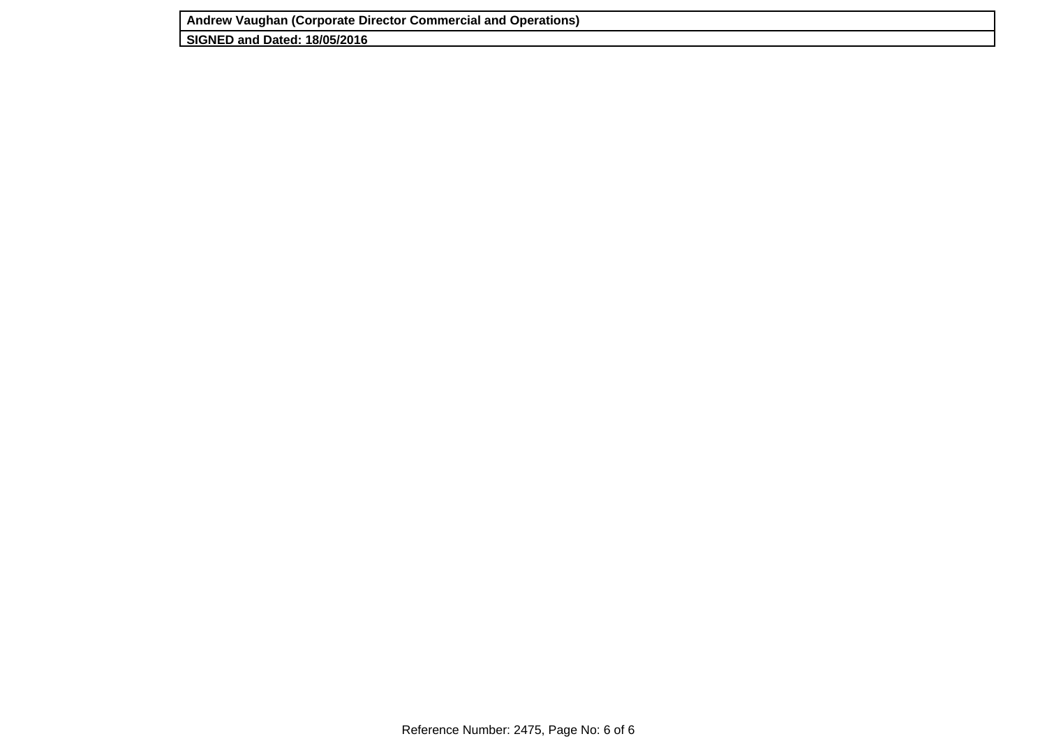| |
|---|
| **Andrew Vaughan (Corporate Director Commercial and Operations)** |
| **SIGNED and Dated: 18/05/2016** |

Reference Number: 2475